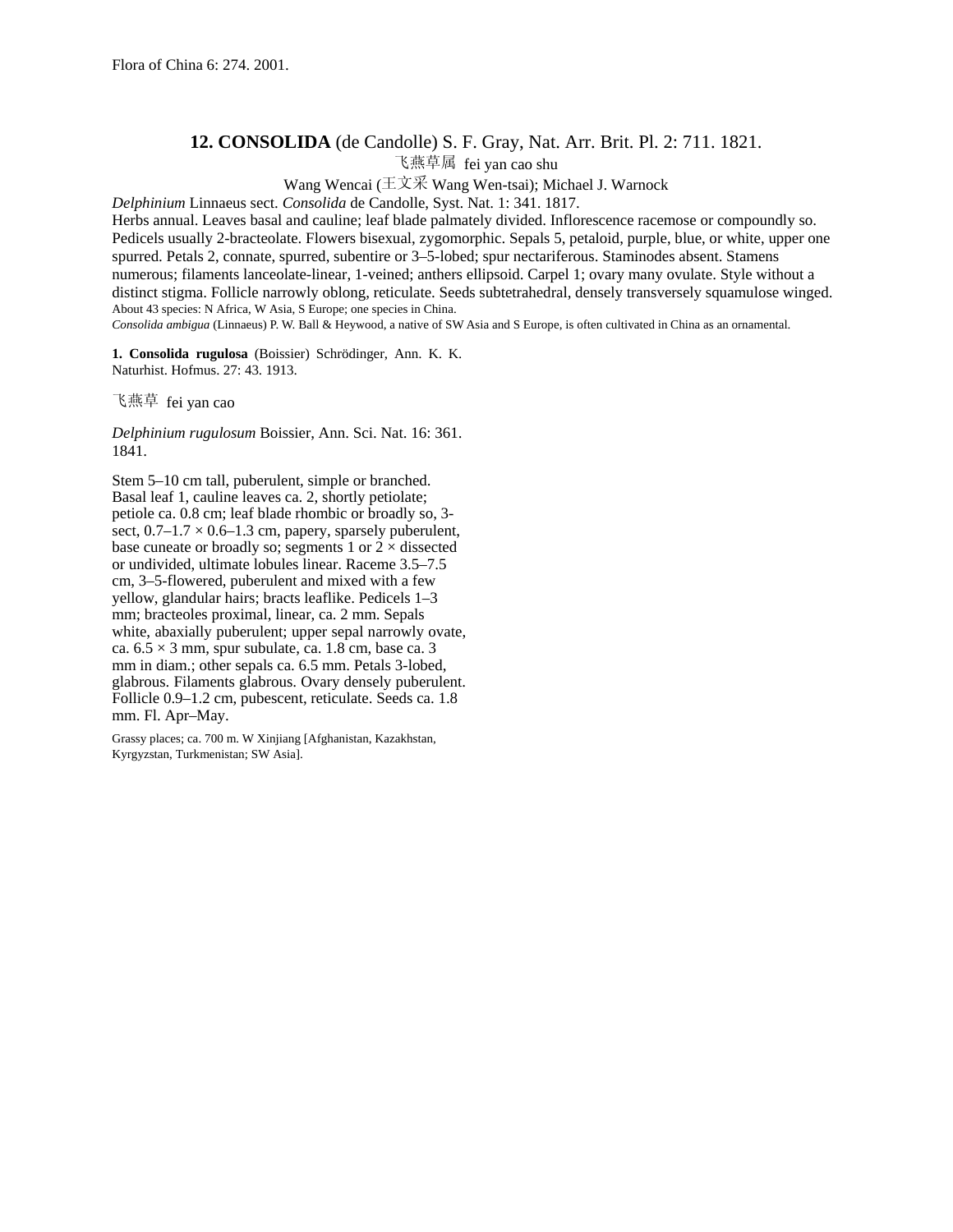Flora of China 6: 274. 2001.

## 12. **CONSOLIDA** (de Candolle) S. F. Gray, Nat. Arr. Brit. Pl. 2: 711. 1821.

飞燕草属 fei yan cao shu

Wang Wencai (王文采 Wang Wen-tsai); Michael J. Warnock

*Delphinium* Linnaeus sect. *Consolida* de Candolle, Syst. Nat. 1: 341. 1817.

Herbs annual. Leaves basal and cauline; leaf blade palmately divided. Inflorescence racemose or compoundly so. Pedicels usually 2-bracteolate. Flowers bisexual, zygomorphic. Sepals 5, petaloid, purple, blue, or white, upper one spurred. Petals 2, connate, spurred, subentire or 3–5-lobed; spur nectariferous. Staminodes absent. Stamens numerous; filaments lanceolate-linear, 1-veined; anthers ellipsoid. Carpel 1; ovary many ovulate. Style without a distinct stigma. Follicle narrowly oblong, reticulate. Seeds subtetrahedral, densely transversely squamulose winged.

About 43 species: N Africa, W Asia, S Europe; one species in China.

*Consolida ambigua* (Linnaeus) P. W. Ball & Heywood, a native of SW Asia and S Europe, is often cultivated in China as an ornamental.

**1. Consolida rugulosa** (Boissier) Schrödinger, Ann. K. K. Naturhist. Hofmus. 27: 43. 1913.

飞燕草 fei yan cao

*Delphinium rugulosum* Boissier, Ann. Sci. Nat. 16: 361. 1841.

Stem 5–10 cm tall, puberulent, simple or branched. Basal leaf 1, cauline leaves ca. 2, shortly petiolate; petiole ca. 0.8 cm; leaf blade rhombic or broadly so, 3-sect, 0.7–1.7 × 0.6–1.3 cm, papery, sparsely puberulent, base cuneate or broadly so; segments 1 or 2 × dissected or undivided, ultimate lobules linear. Raceme 3.5–7.5 cm, 3–5-flowered, puberulent and mixed with a few yellow, glandular hairs; bracts leaflike. Pedicels 1–3 mm; bracteoles proximal, linear, ca. 2 mm. Sepals white, abaxially puberulent; upper sepal narrowly ovate, ca. 6.5 × 3 mm, spur subulate, ca. 1.8 cm, base ca. 3 mm in diam.; other sepals ca. 6.5 mm. Petals 3-lobed, glabrous. Filaments glabrous. Ovary densely puberulent. Follicle 0.9–1.2 cm, pubescent, reticulate. Seeds ca. 1.8 mm. Fl. Apr–May.

Grassy places; ca. 700 m. W Xinjiang [Afghanistan, Kazakhstan, Kyrgyzstan, Turkmenistan; SW Asia].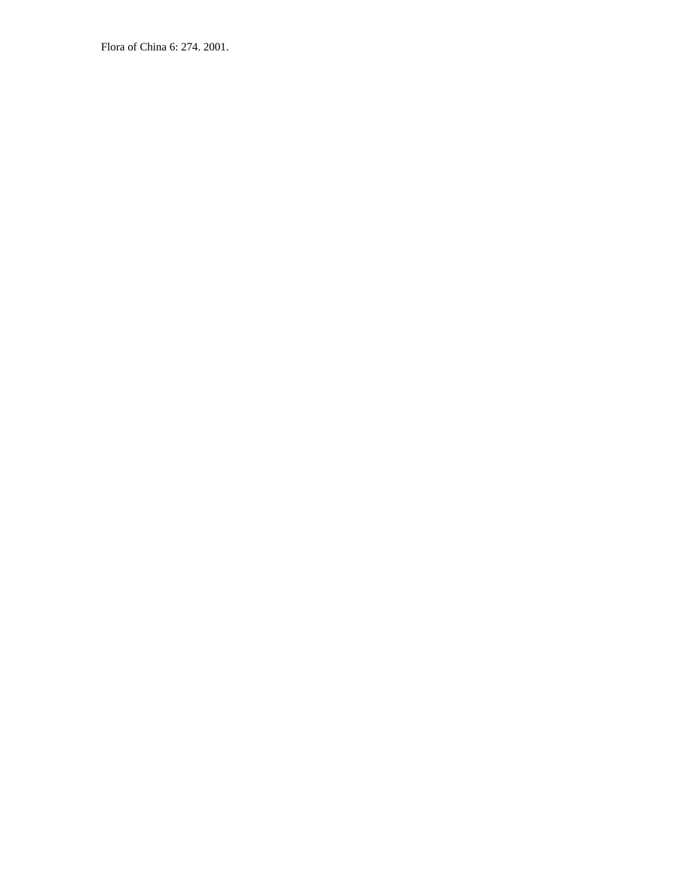Flora of China 6: 274. 2001.